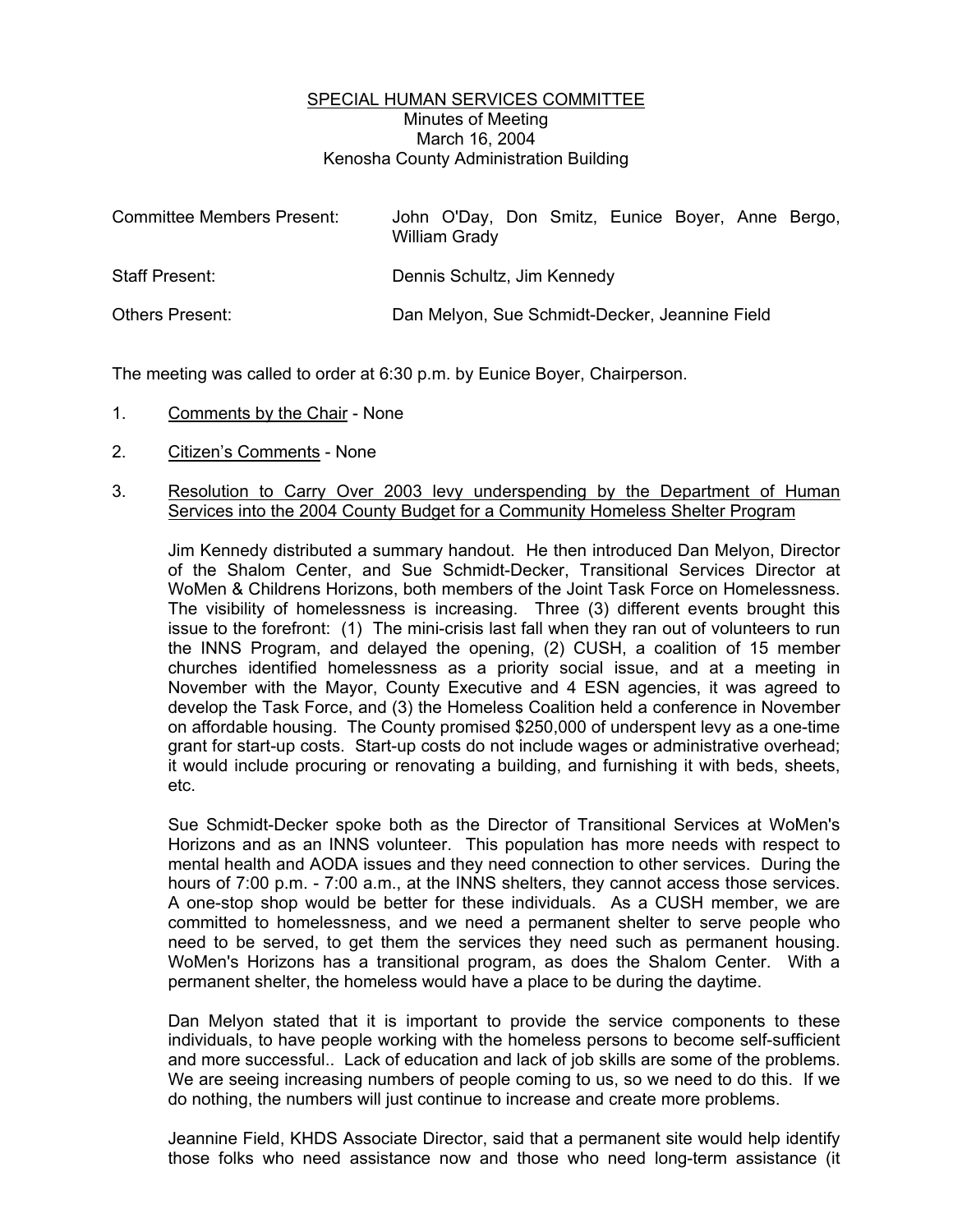<u>SPECIAL HUMAN SERVICES COMMITTEE</u>
Minutes of Meeting
March 16, 2004
Kenosha County Administration Building

| | |
|---|---|
| Committee Members Present: | John O'Day, Don Smitz, Eunice Boyer, Anne Bergo, William Grady |
| Staff Present: | Dennis Schultz, Jim Kennedy |
| Others Present: | Dan Melyon, Sue Schmidt-Decker, Jeannine Field |

The meeting was called to order at 6:30 p.m. by Eunice Boyer, Chairperson.

1. <u>Comments by the Chair</u> - None

2. <u>Citizen's Comments</u> - None

3. <u>Resolution to Carry Over 2003 levy underspending by the Department of Human Services into the 2004 County Budget for a Community Homeless Shelter Program</u>

   Jim Kennedy distributed a summary handout. He then introduced Dan Melyon, Director of the Shalom Center, and Sue Schmidt-Decker, Transitional Services Director at WoMen & Childrens Horizons, both members of the Joint Task Force on Homelessness. The visibility of homelessness is increasing. Three (3) different events brought this issue to the forefront: (1) The mini-crisis last fall when they ran out of volunteers to run the INNS Program, and delayed the opening, (2) CUSH, a coalition of 15 member churches identified homelessness as a priority social issue, and at a meeting in November with the Mayor, County Executive and 4 ESN agencies, it was agreed to develop the Task Force, and (3) the Homeless Coalition held a conference in November on affordable housing. The County promised $250,000 of underspent levy as a one-time grant for start-up costs. Start-up costs do not include wages or administrative overhead; it would include procuring or renovating a building, and furnishing it with beds, sheets, etc.

   Sue Schmidt-Decker spoke both as the Director of Transitional Services at WoMen's Horizons and as an INNS volunteer. This population has more needs with respect to mental health and AODA issues and they need connection to other services. During the hours of 7:00 p.m. - 7:00 a.m., at the INNS shelters, they cannot access those services. A one-stop shop would be better for these individuals. As a CUSH member, we are committed to homelessness, and we need a permanent shelter to serve people who need to be served, to get them the services they need such as permanent housing. WoMen's Horizons has a transitional program, as does the Shalom Center. With a permanent shelter, the homeless would have a place to be during the daytime.

   Dan Melyon stated that it is important to provide the service components to these individuals, to have people working with the homeless persons to become self-sufficient and more successful.. Lack of education and lack of job skills are some of the problems. We are seeing increasing numbers of people coming to us, so we need to do this. If we do nothing, the numbers will just continue to increase and create more problems.

   Jeannine Field, KHDS Associate Director, said that a permanent site would help identify those folks who need assistance now and those who need long-term assistance (it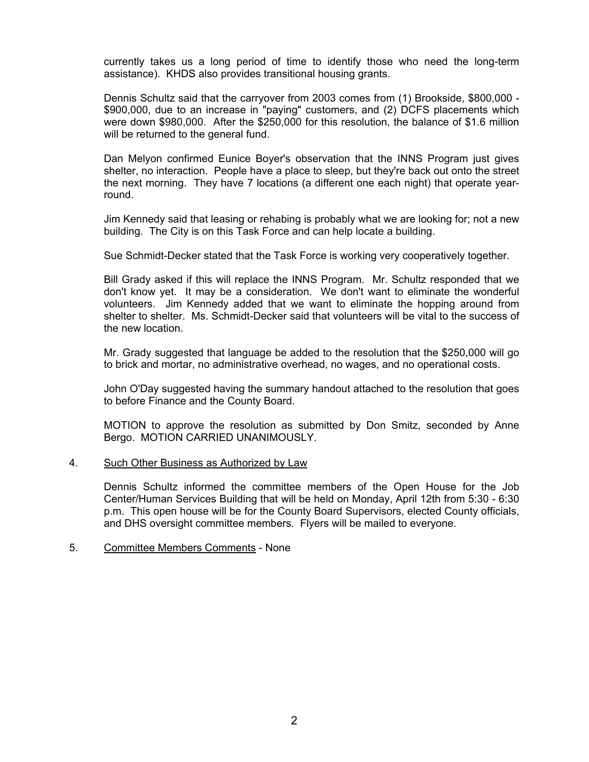currently takes us a long period of time to identify those who need the long-term assistance). KHDS also provides transitional housing grants.

Dennis Schultz said that the carryover from 2003 comes from (1) Brookside, $800,000 - $900,000, due to an increase in "paying" customers, and (2) DCFS placements which were down $980,000. After the $250,000 for this resolution, the balance of $1.6 million will be returned to the general fund.

Dan Melyon confirmed Eunice Boyer's observation that the INNS Program just gives shelter, no interaction. People have a place to sleep, but they're back out onto the street the next morning. They have 7 locations (a different one each night) that operate year-round.

Jim Kennedy said that leasing or rehabing is probably what we are looking for; not a new building. The City is on this Task Force and can help locate a building.

Sue Schmidt-Decker stated that the Task Force is working very cooperatively together.

Bill Grady asked if this will replace the INNS Program. Mr. Schultz responded that we don't know yet. It may be a consideration. We don't want to eliminate the wonderful volunteers. Jim Kennedy added that we want to eliminate the hopping around from shelter to shelter. Ms. Schmidt-Decker said that volunteers will be vital to the success of the new location.

Mr. Grady suggested that language be added to the resolution that the $250,000 will go to brick and mortar, no administrative overhead, no wages, and no operational costs.

John O'Day suggested having the summary handout attached to the resolution that goes to before Finance and the County Board.

MOTION to approve the resolution as submitted by Don Smitz, seconded by Anne Bergo. MOTION CARRIED UNANIMOUSLY.

4. Such Other Business as Authorized by Law

   Dennis Schultz informed the committee members of the Open House for the Job Center/Human Services Building that will be held on Monday, April 12th from 5:30 - 6:30 p.m. This open house will be for the County Board Supervisors, elected County officials, and DHS oversight committee members. Flyers will be mailed to everyone.

5. Committee Members Comments - None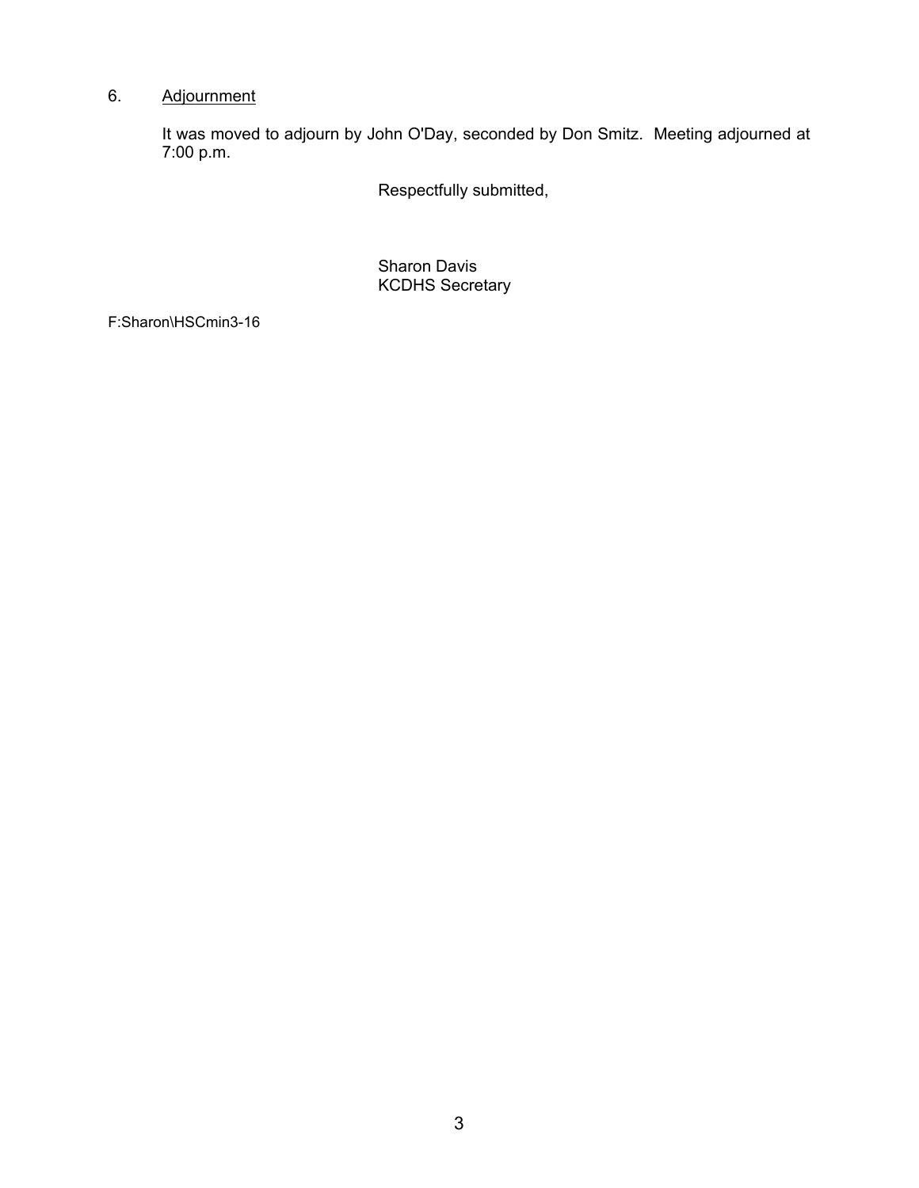6. <u>Adjournment</u>

It was moved to adjourn by John O'Day, seconded by Don Smitz. Meeting adjourned at 7:00 p.m.

Respectfully submitted,

Sharon Davis
KCDHS Secretary

F:Sharon\HSCmin3-16